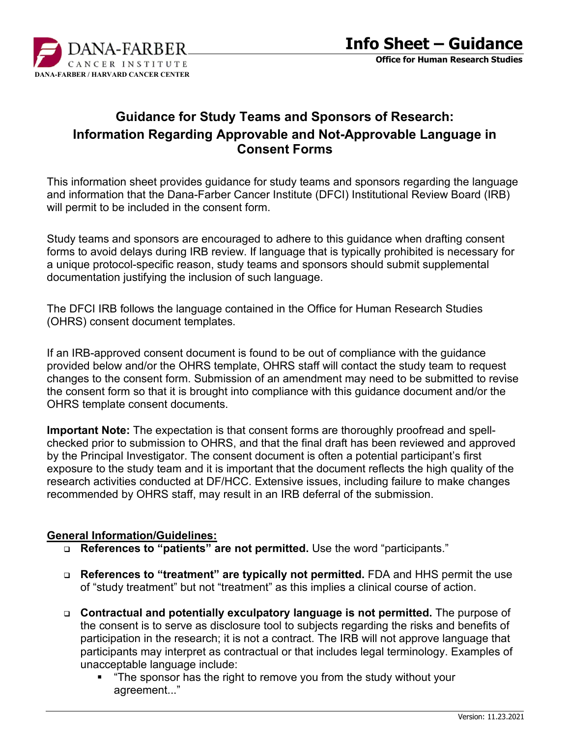# Info Sheet – Guidance

**Office for Human Research Studies**

## Guidance for Study Teams and Sponsors of Research: Information Regarding Approvable and Not-Approvable Language in Consent Forms

This information sheet provides guidance for study teams and sponsors regarding the language and information that the Dana-Farber Cancer Institute (DFCI) Institutional Review Board (IRB) will permit to be included in the consent form.

Study teams and sponsors are encouraged to adhere to this guidance when drafting consent forms to avoid delays during IRB review. If language that is typically prohibited is necessary for a unique protocol-specific reason, study teams and sponsors should submit supplemental documentation justifying the inclusion of such language.

The DFCI IRB follows the language contained in the Office for Human Research Studies (OHRS) consent document templates.

If an IRB-approved consent document is found to be out of compliance with the guidance provided below and/or the OHRS template, OHRS staff will contact the study team to request changes to the consent form. Submission of an amendment may need to be submitted to revise the consent form so that it is brought into compliance with this guidance document and/or the OHRS template consent documents.

**Important Note:** The expectation is that consent forms are thoroughly proofread and spell-checked prior to submission to OHRS, and that the final draft has been reviewed and approved by the Principal Investigator. The consent document is often a potential participant's first exposure to the study team and it is important that the document reflects the high quality of the research activities conducted at DF/HCC. Extensive issues, including failure to make changes recommended by OHRS staff, may result in an IRB deferral of the submission.

### General Information/Guidelines:

- **References to "patients" are not permitted.** Use the word "participants."
- **References to "treatment" are typically not permitted.** FDA and HHS permit the use of "study treatment" but not "treatment" as this implies a clinical course of action.
- **Contractual and potentially exculpatory language is not permitted.** The purpose of the consent is to serve as disclosure tool to subjects regarding the risks and benefits of participation in the research; it is not a contract. The IRB will not approve language that participants may interpret as contractual or that includes legal terminology. Examples of unacceptable language include:
  - "The sponsor has the right to remove you from the study without your agreement..."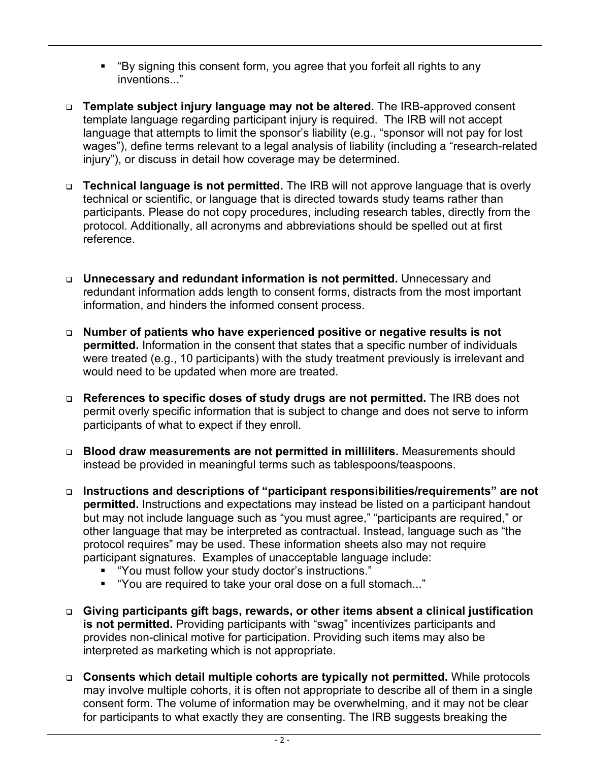- "By signing this consent form, you agree that you forfeit all rights to any inventions..."

- **Template subject injury language may not be altered.** The IRB-approved consent template language regarding participant injury is required. The IRB will not accept language that attempts to limit the sponsor's liability (e.g., "sponsor will not pay for lost wages"), define terms relevant to a legal analysis of liability (including a "research-related injury"), or discuss in detail how coverage may be determined.

- **Technical language is not permitted.** The IRB will not approve language that is overly technical or scientific, or language that is directed towards study teams rather than participants. Please do not copy procedures, including research tables, directly from the protocol. Additionally, all acronyms and abbreviations should be spelled out at first reference.

- **Unnecessary and redundant information is not permitted.** Unnecessary and redundant information adds length to consent forms, distracts from the most important information, and hinders the informed consent process.

- **Number of patients who have experienced positive or negative results is not permitted.** Information in the consent that states that a specific number of individuals were treated (e.g., 10 participants) with the study treatment previously is irrelevant and would need to be updated when more are treated.

- **References to specific doses of study drugs are not permitted.** The IRB does not permit overly specific information that is subject to change and does not serve to inform participants of what to expect if they enroll.

- **Blood draw measurements are not permitted in milliliters.** Measurements should instead be provided in meaningful terms such as tablespoons/teaspoons.

- **Instructions and descriptions of "participant responsibilities/requirements" are not permitted.** Instructions and expectations may instead be listed on a participant handout but may not include language such as "you must agree," "participants are required," or other language that may be interpreted as contractual. Instead, language such as "the protocol requires" may be used. These information sheets also may not require participant signatures. Examples of unacceptable language include:
  - "You must follow your study doctor's instructions."
  - "You are required to take your oral dose on a full stomach..."

- **Giving participants gift bags, rewards, or other items absent a clinical justification is not permitted.** Providing participants with "swag" incentivizes participants and provides non-clinical motive for participation. Providing such items may also be interpreted as marketing which is not appropriate.

- **Consents which detail multiple cohorts are typically not permitted.** While protocols may involve multiple cohorts, it is often not appropriate to describe all of them in a single consent form. The volume of information may be overwhelming, and it may not be clear for participants to what exactly they are consenting. The IRB suggests breaking the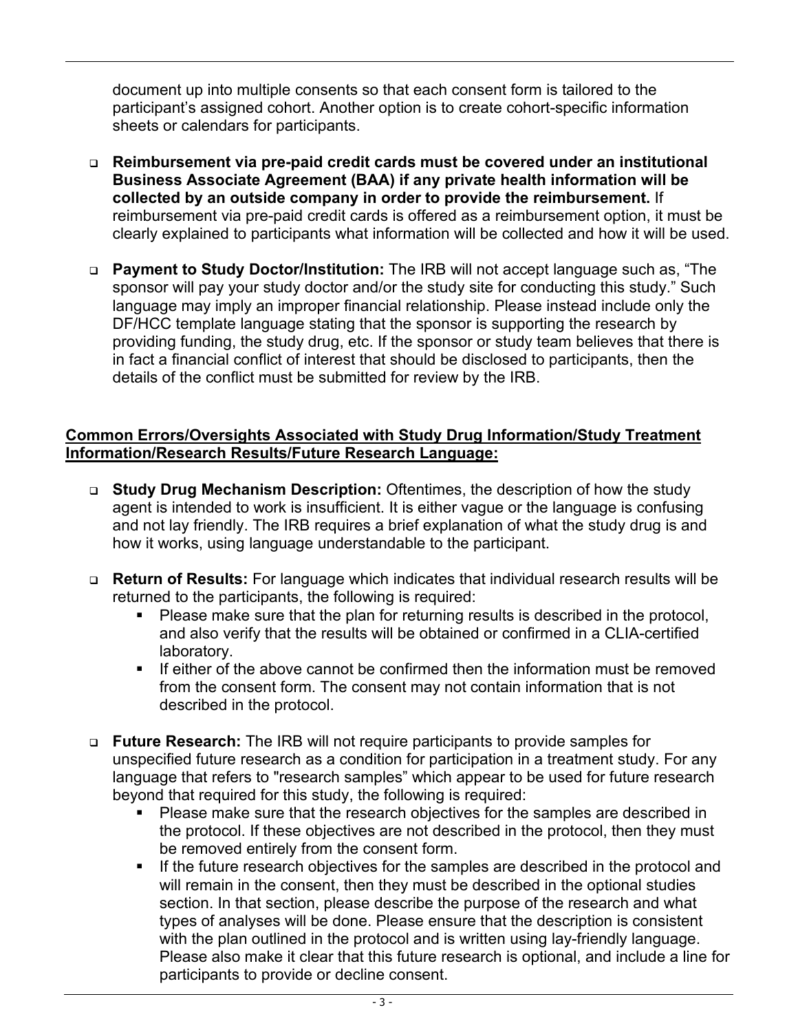document up into multiple consents so that each consent form is tailored to the participant's assigned cohort. Another option is to create cohort-specific information sheets or calendars for participants.

- **Reimbursement via pre-paid credit cards must be covered under an institutional Business Associate Agreement (BAA) if any private health information will be collected by an outside company in order to provide the reimbursement.** If reimbursement via pre-paid credit cards is offered as a reimbursement option, it must be clearly explained to participants what information will be collected and how it will be used.

- **Payment to Study Doctor/Institution:** The IRB will not accept language such as, "The sponsor will pay your study doctor and/or the study site for conducting this study." Such language may imply an improper financial relationship. Please instead include only the DF/HCC template language stating that the sponsor is supporting the research by providing funding, the study drug, etc. If the sponsor or study team believes that there is in fact a financial conflict of interest that should be disclosed to participants, then the details of the conflict must be submitted for review by the IRB.

**<u>Common Errors/Oversights Associated with Study Drug Information/Study Treatment Information/Research Results/Future Research Language:</u>**

- **Study Drug Mechanism Description:** Oftentimes, the description of how the study agent is intended to work is insufficient. It is either vague or the language is confusing and not lay friendly. The IRB requires a brief explanation of what the study drug is and how it works, using language understandable to the participant.

- **Return of Results:** For language which indicates that individual research results will be returned to the participants, the following is required:
  - Please make sure that the plan for returning results is described in the protocol, and also verify that the results will be obtained or confirmed in a CLIA-certified laboratory.
  - If either of the above cannot be confirmed then the information must be removed from the consent form. The consent may not contain information that is not described in the protocol.

- **Future Research:** The IRB will not require participants to provide samples for unspecified future research as a condition for participation in a treatment study. For any language that refers to "research samples" which appear to be used for future research beyond that required for this study, the following is required:
  - Please make sure that the research objectives for the samples are described in the protocol. If these objectives are not described in the protocol, then they must be removed entirely from the consent form.
  - If the future research objectives for the samples are described in the protocol and will remain in the consent, then they must be described in the optional studies section. In that section, please describe the purpose of the research and what types of analyses will be done. Please ensure that the description is consistent with the plan outlined in the protocol and is written using lay-friendly language. Please also make it clear that this future research is optional, and include a line for participants to provide or decline consent.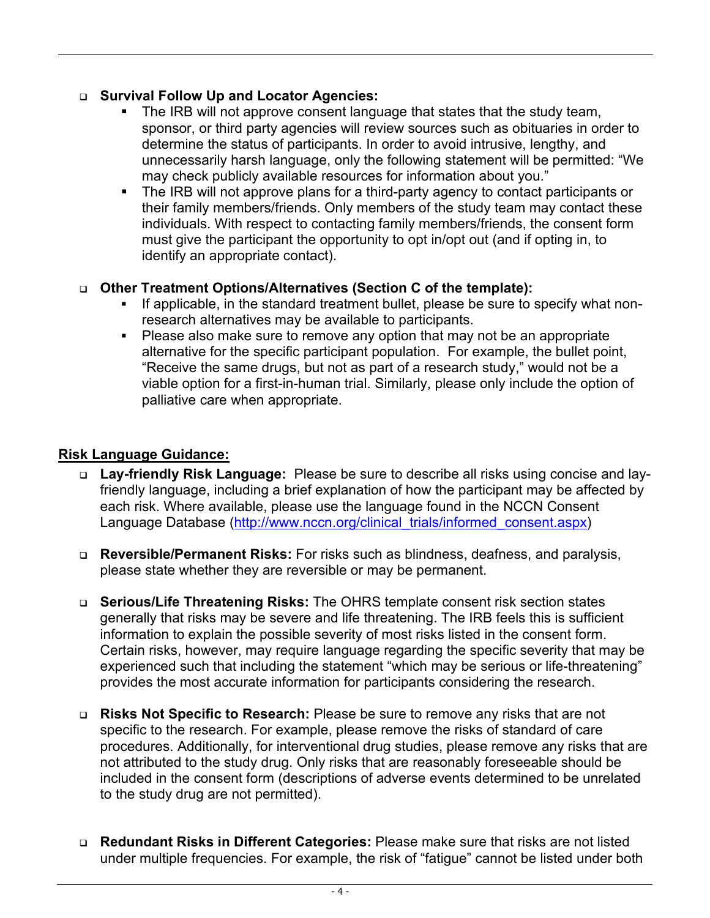- **Survival Follow Up and Locator Agencies:**
    - The IRB will not approve consent language that states that the study team, sponsor, or third party agencies will review sources such as obituaries in order to determine the status of participants. In order to avoid intrusive, lengthy, and unnecessarily harsh language, only the following statement will be permitted: "We may check publicly available resources for information about you."
    - The IRB will not approve plans for a third-party agency to contact participants or their family members/friends. Only members of the study team may contact these individuals. With respect to contacting family members/friends, the consent form must give the participant the opportunity to opt in/opt out (and if opting in, to identify an appropriate contact).

- **Other Treatment Options/Alternatives (Section C of the template):**
    - If applicable, in the standard treatment bullet, please be sure to specify what non-research alternatives may be available to participants.
    - Please also make sure to remove any option that may not be an appropriate alternative for the specific participant population. For example, the bullet point, "Receive the same drugs, but not as part of a research study," would not be a viable option for a first-in-human trial. Similarly, please only include the option of palliative care when appropriate.

## Risk Language Guidance:

- **Lay-friendly Risk Language:** Please be sure to describe all risks using concise and lay-friendly language, including a brief explanation of how the participant may be affected by each risk. Where available, please use the language found in the NCCN Consent Language Database (http://www.nccn.org/clinical_trials/informed_consent.aspx)

- **Reversible/Permanent Risks:** For risks such as blindness, deafness, and paralysis, please state whether they are reversible or may be permanent.

- **Serious/Life Threatening Risks:** The OHRS template consent risk section states generally that risks may be severe and life threatening. The IRB feels this is sufficient information to explain the possible severity of most risks listed in the consent form. Certain risks, however, may require language regarding the specific severity that may be experienced such that including the statement "which may be serious or life-threatening" provides the most accurate information for participants considering the research.

- **Risks Not Specific to Research:** Please be sure to remove any risks that are not specific to the research. For example, please remove the risks of standard of care procedures. Additionally, for interventional drug studies, please remove any risks that are not attributed to the study drug. Only risks that are reasonably foreseeable should be included in the consent form (descriptions of adverse events determined to be unrelated to the study drug are not permitted).

- **Redundant Risks in Different Categories:** Please make sure that risks are not listed under multiple frequencies. For example, the risk of "fatigue" cannot be listed under both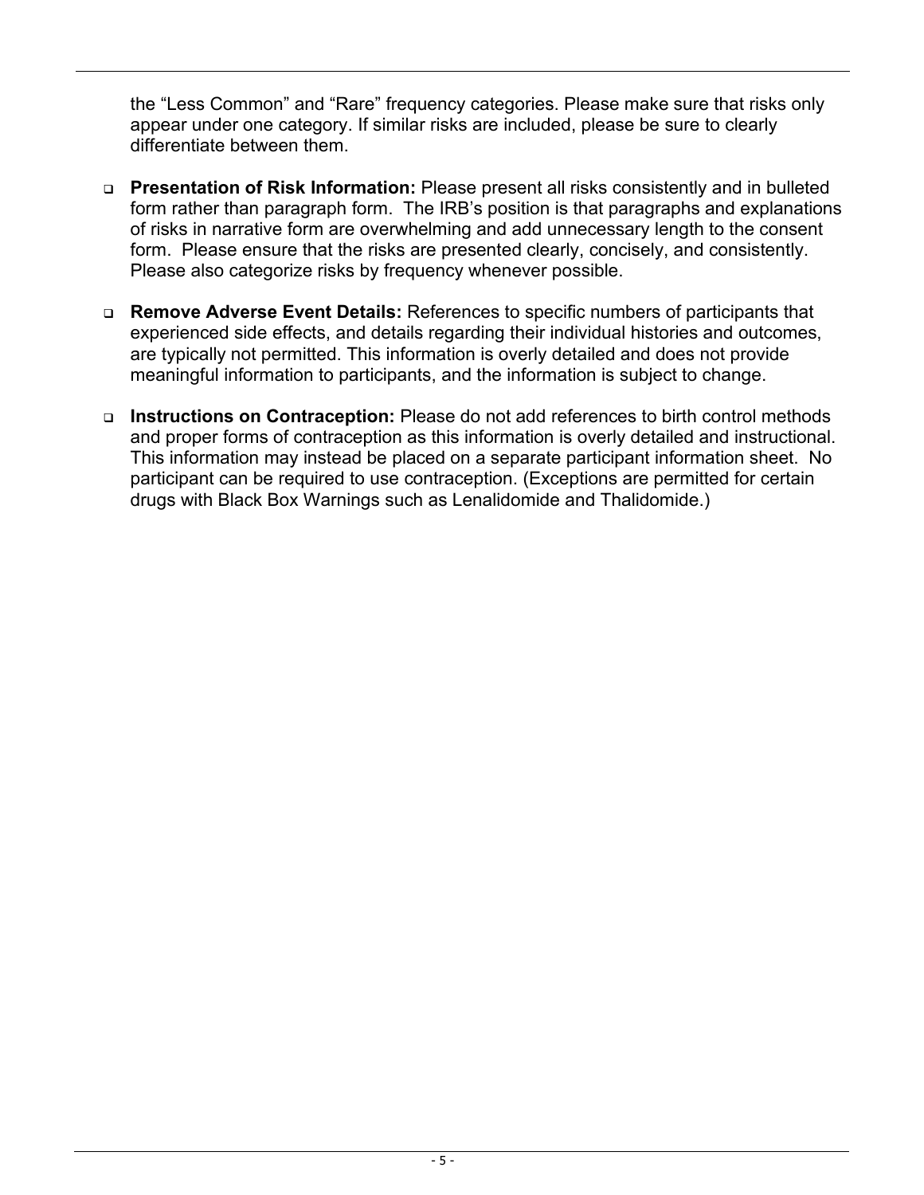the "Less Common" and "Rare" frequency categories. Please make sure that risks only appear under one category. If similar risks are included, please be sure to clearly differentiate between them.

- **Presentation of Risk Information:** Please present all risks consistently and in bulleted form rather than paragraph form. The IRB's position is that paragraphs and explanations of risks in narrative form are overwhelming and add unnecessary length to the consent form. Please ensure that the risks are presented clearly, concisely, and consistently. Please also categorize risks by frequency whenever possible.

- **Remove Adverse Event Details:** References to specific numbers of participants that experienced side effects, and details regarding their individual histories and outcomes, are typically not permitted. This information is overly detailed and does not provide meaningful information to participants, and the information is subject to change.

- **Instructions on Contraception:** Please do not add references to birth control methods and proper forms of contraception as this information is overly detailed and instructional. This information may instead be placed on a separate participant information sheet. No participant can be required to use contraception. (Exceptions are permitted for certain drugs with Black Box Warnings such as Lenalidomide and Thalidomide.)